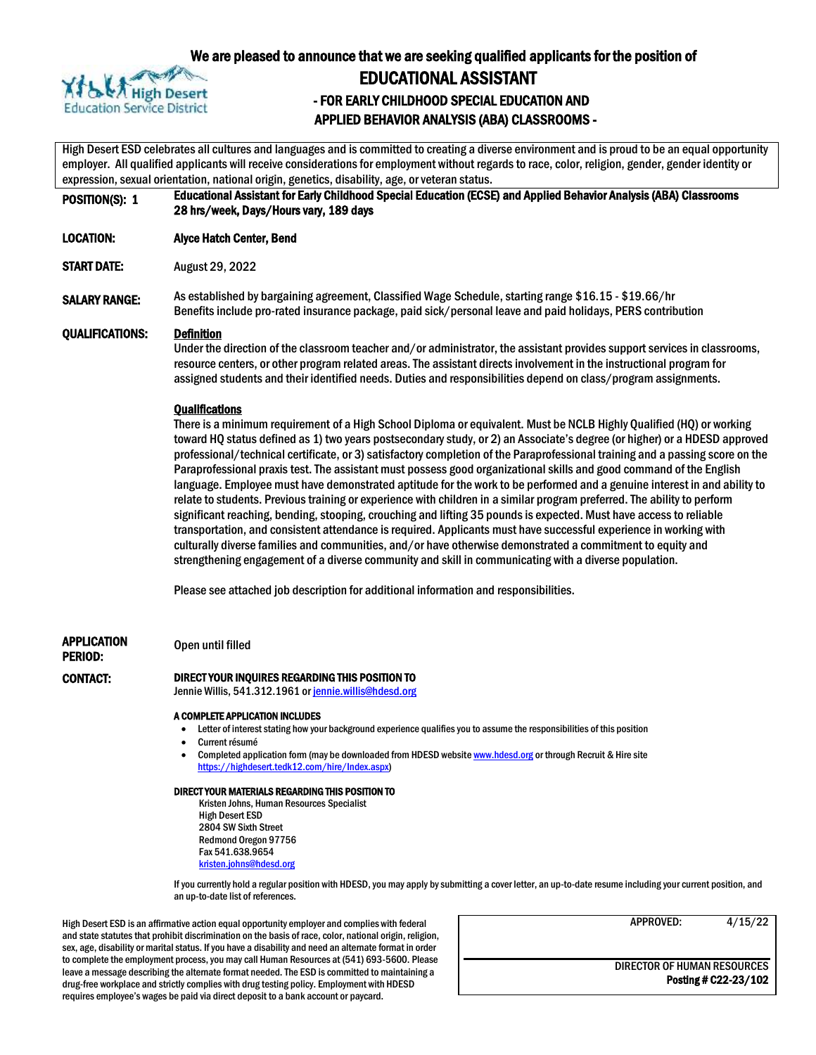High Desert Education Service District

We are pleased to announce that we are seeking qualified applicants for the position of

# EDUCATIONAL ASSISTANT

## - FOR EARLY CHILDHOOD SPECIAL EDUCATION AND APPLIED BEHAVIOR ANALYSIS (ABA) CLASSROOMS -

High Desert ESD celebrates all cultures and languages and is committed to creating a diverse environment and is proud to be an equal opportunity employer. All qualified applicants will receive considerations for employment without regards to race, color, religion, gender, gender identity or expression, sexual orientation, national origin, genetics, disability, age, or veteran status.

**POSITION(S): 1** — **Educational Assistant for Early Childhood Special Education (ECSE) and Applied Behavior Analysis (ABA) Classrooms 28 hrs/week, Days/Hours vary, 189 days**

**LOCATION:** **Alyce Hatch Center, Bend**

**START DATE:** August 29, 2022

**SALARY RANGE:** As established by bargaining agreement, Classified Wage Schedule, starting range $16.15 - $19.66/hr
Benefits include pro-rated insurance package, paid sick/personal leave and paid holidays, PERS contribution

**QUALIFICATIONS:**

**Definition**
Under the direction of the classroom teacher and/or administrator, the assistant provides support services in classrooms, resource centers, or other program related areas. The assistant directs involvement in the instructional program for assigned students and their identified needs. Duties and responsibilities depend on class/program assignments.

**Qualifications**
There is a minimum requirement of a High School Diploma or equivalent. Must be NCLB Highly Qualified (HQ) or working toward HQ status defined as 1) two years postsecondary study, or 2) an Associate's degree (or higher) or a HDESD approved professional/technical certificate, or 3) satisfactory completion of the Paraprofessional training and a passing score on the Paraprofessional praxis test. The assistant must possess good organizational skills and good command of the English language. Employee must have demonstrated aptitude for the work to be performed and a genuine interest in and ability to relate to students. Previous training or experience with children in a similar program preferred. The ability to perform significant reaching, bending, stooping, crouching and lifting 35 pounds is expected. Must have access to reliable transportation, and consistent attendance is required. Applicants must have successful experience in working with culturally diverse families and communities, and/or have otherwise demonstrated a commitment to equity and strengthening engagement of a diverse community and skill in communicating with a diverse population.

Please see attached job description for additional information and responsibilities.

**APPLICATION PERIOD:** Open until filled

**CONTACT:**

**DIRECT YOUR INQUIRES REGARDING THIS POSITION TO**
Jennie Willis, 541.312.1961 or jennie.willis@hdesd.org

**A COMPLETE APPLICATION INCLUDES**

- Letter of interest stating how your background experience qualifies you to assume the responsibilities of this position
- Current résumé
- Completed application form (may be downloaded from HDESD website www.hdesd.org or through Recruit & Hire site https://highdesert.tedk12.com/hire/Index.aspx)

**DIRECT YOUR MATERIALS REGARDING THIS POSITION TO**
Kristen Johns, Human Resources Specialist
High Desert ESD
2804 SW Sixth Street
Redmond Oregon 97756
Fax 541.638.9654
kristen.johns@hdesd.org

If you currently hold a regular position with HDESD, you may apply by submitting a cover letter, an up-to-date resume including your current position, and an up-to-date list of references.

High Desert ESD is an affirmative action equal opportunity employer and complies with federal and state statutes that prohibit discrimination on the basis of race, color, national origin, religion, sex, age, disability or marital status. If you have a disability and need an alternate format in order to complete the employment process, you may call Human Resources at (541) 693-5600. Please leave a message describing the alternate format needed. The ESD is committed to maintaining a drug-free workplace and strictly complies with drug testing policy. Employment with HDESD requires employee's wages be paid via direct deposit to a bank account or paycard.

APPROVED: 4/15/22

DIRECTOR OF HUMAN RESOURCES
**Posting # C22-23/102**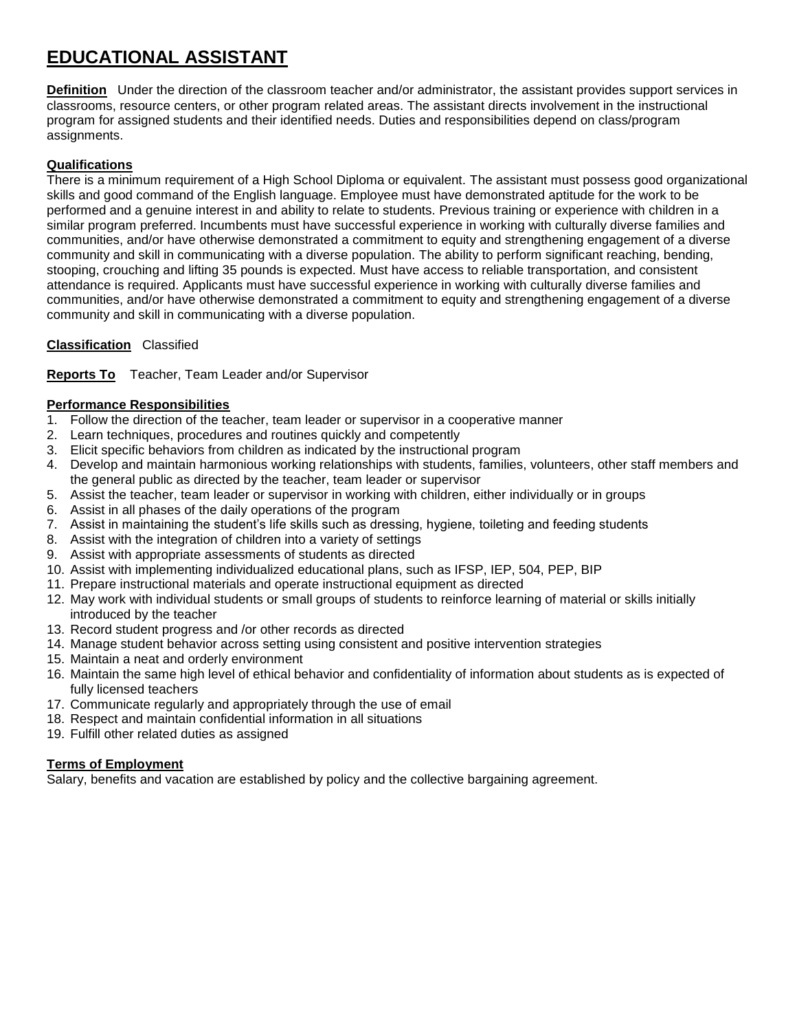# EDUCATIONAL ASSISTANT

**Definition** Under the direction of the classroom teacher and/or administrator, the assistant provides support services in classrooms, resource centers, or other program related areas. The assistant directs involvement in the instructional program for assigned students and their identified needs. Duties and responsibilities depend on class/program assignments.

**Qualifications**
There is a minimum requirement of a High School Diploma or equivalent. The assistant must possess good organizational skills and good command of the English language. Employee must have demonstrated aptitude for the work to be performed and a genuine interest in and ability to relate to students. Previous training or experience with children in a similar program preferred. Incumbents must have successful experience in working with culturally diverse families and communities, and/or have otherwise demonstrated a commitment to equity and strengthening engagement of a diverse community and skill in communicating with a diverse population. The ability to perform significant reaching, bending, stooping, crouching and lifting 35 pounds is expected. Must have access to reliable transportation, and consistent attendance is required. Applicants must have successful experience in working with culturally diverse families and communities, and/or have otherwise demonstrated a commitment to equity and strengthening engagement of a diverse community and skill in communicating with a diverse population.

**Classification** Classified

**Reports To** Teacher, Team Leader and/or Supervisor

**Performance Responsibilities**
1. Follow the direction of the teacher, team leader or supervisor in a cooperative manner
2. Learn techniques, procedures and routines quickly and competently
3. Elicit specific behaviors from children as indicated by the instructional program
4. Develop and maintain harmonious working relationships with students, families, volunteers, other staff members and the general public as directed by the teacher, team leader or supervisor
5. Assist the teacher, team leader or supervisor in working with children, either individually or in groups
6. Assist in all phases of the daily operations of the program
7. Assist in maintaining the student's life skills such as dressing, hygiene, toileting and feeding students
8. Assist with the integration of children into a variety of settings
9. Assist with appropriate assessments of students as directed
10. Assist with implementing individualized educational plans, such as IFSP, IEP, 504, PEP, BIP
11. Prepare instructional materials and operate instructional equipment as directed
12. May work with individual students or small groups of students to reinforce learning of material or skills initially introduced by the teacher
13. Record student progress and /or other records as directed
14. Manage student behavior across setting using consistent and positive intervention strategies
15. Maintain a neat and orderly environment
16. Maintain the same high level of ethical behavior and confidentiality of information about students as is expected of fully licensed teachers
17. Communicate regularly and appropriately through the use of email
18. Respect and maintain confidential information in all situations
19. Fulfill other related duties as assigned

**Terms of Employment**
Salary, benefits and vacation are established by policy and the collective bargaining agreement.